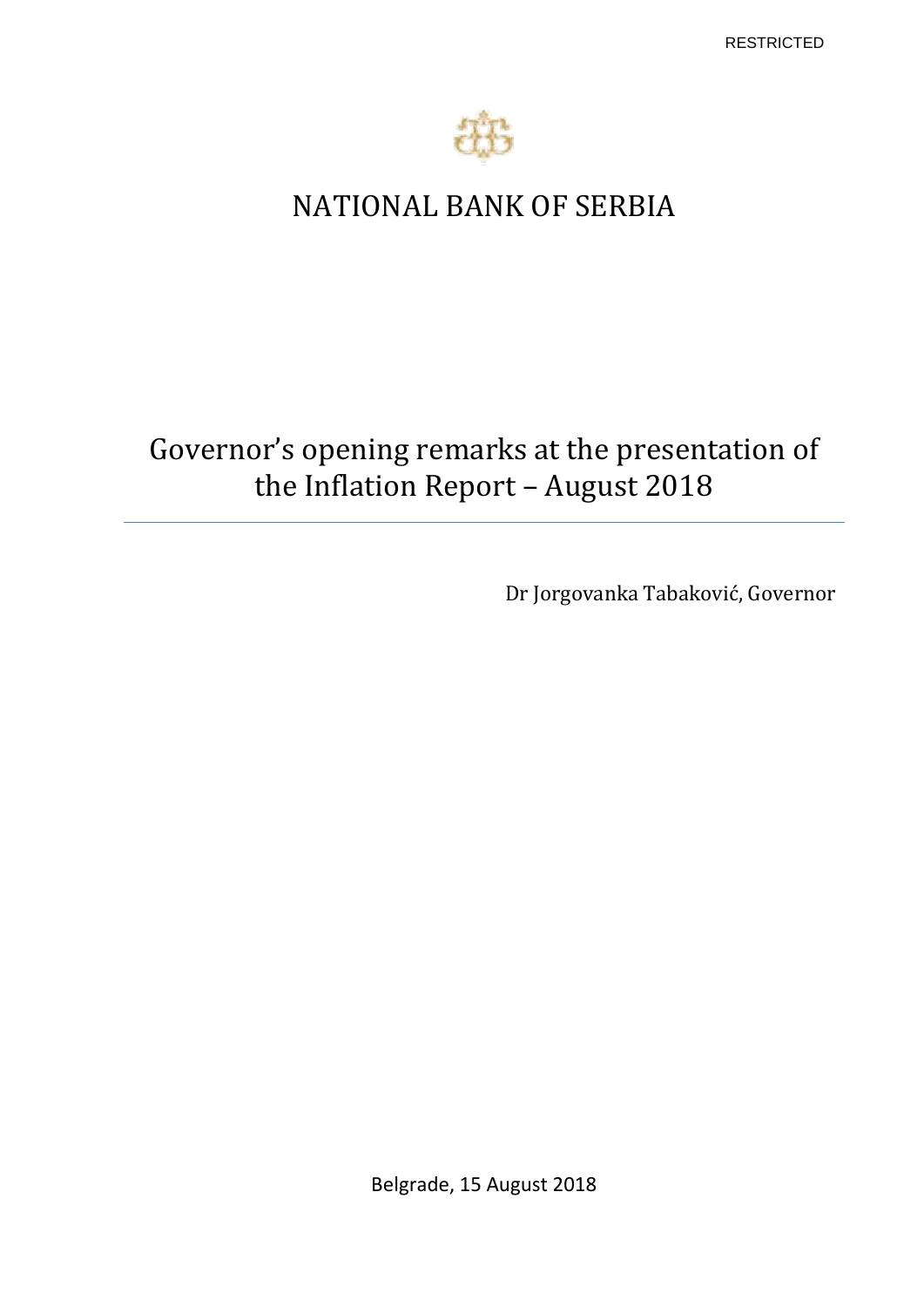RESTRICTED

# NATIONAL BANK OF SERBIA

## Governor's opening remarks at the presentation of the Inflation Report – August 2018

Dr Jorgovanka Tabaković, Governor

Belgrade, 15 August 2018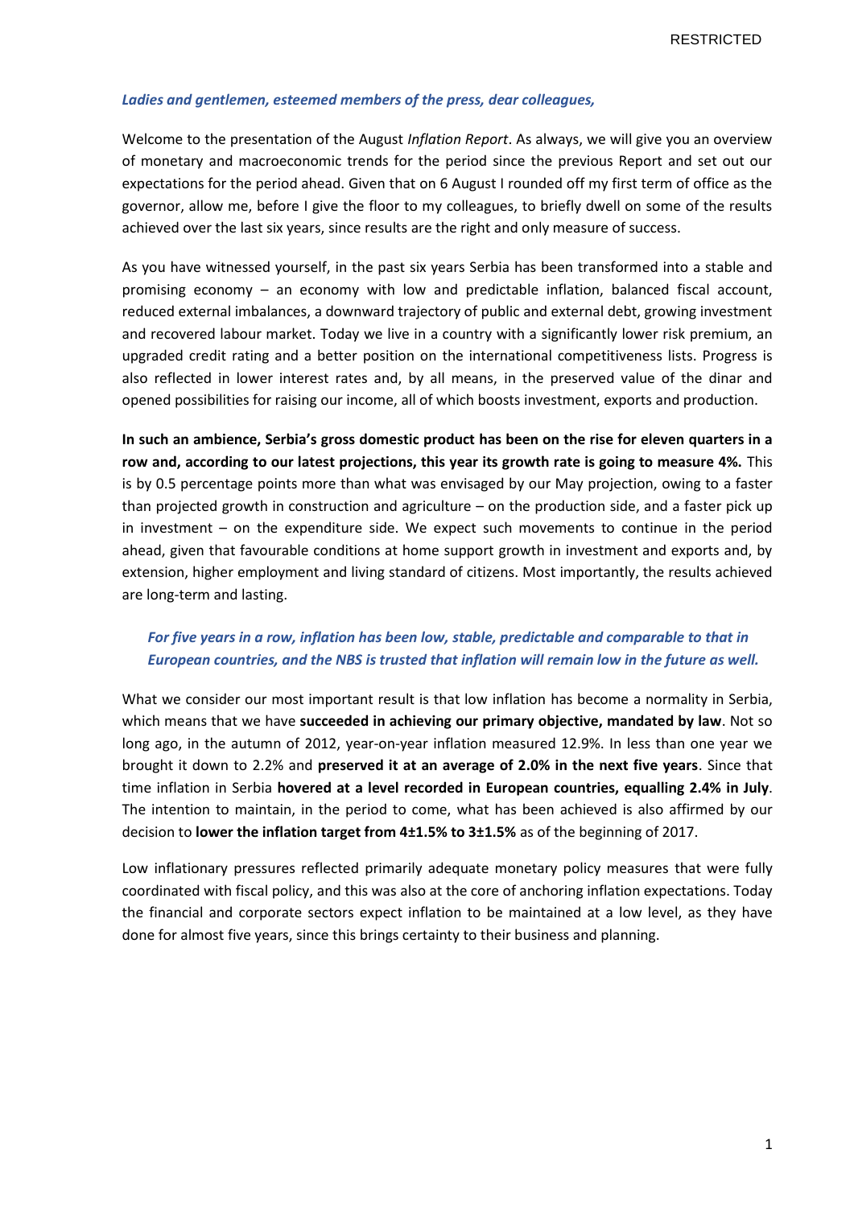*Ladies and gentlemen, esteemed members of the press, dear colleagues,*

Welcome to the presentation of the August *Inflation Report*. As always, we will give you an overview of monetary and macroeconomic trends for the period since the previous Report and set out our expectations for the period ahead. Given that on 6 August I rounded off my first term of office as the governor, allow me, before I give the floor to my colleagues, to briefly dwell on some of the results achieved over the last six years, since results are the right and only measure of success.

As you have witnessed yourself, in the past six years Serbia has been transformed into a stable and promising economy – an economy with low and predictable inflation, balanced fiscal account, reduced external imbalances, a downward trajectory of public and external debt, growing investment and recovered labour market. Today we live in a country with a significantly lower risk premium, an upgraded credit rating and a better position on the international competitiveness lists. Progress is also reflected in lower interest rates and, by all means, in the preserved value of the dinar and opened possibilities for raising our income, all of which boosts investment, exports and production.

**In such an ambience, Serbia's gross domestic product has been on the rise for eleven quarters in a row and, according to our latest projections, this year its growth rate is going to measure 4%.** This is by 0.5 percentage points more than what was envisaged by our May projection, owing to a faster than projected growth in construction and agriculture – on the production side, and a faster pick up in investment – on the expenditure side. We expect such movements to continue in the period ahead, given that favourable conditions at home support growth in investment and exports and, by extension, higher employment and living standard of citizens. Most importantly, the results achieved are long-term and lasting.

***For five years in a row, inflation has been low, stable, predictable and comparable to that in European countries, and the NBS is trusted that inflation will remain low in the future as well.***

What we consider our most important result is that low inflation has become a normality in Serbia, which means that we have **succeeded in achieving our primary objective, mandated by law**. Not so long ago, in the autumn of 2012, year-on-year inflation measured 12.9%. In less than one year we brought it down to 2.2% and **preserved it at an average of 2.0% in the next five years**. Since that time inflation in Serbia **hovered at a level recorded in European countries, equalling 2.4% in July**. The intention to maintain, in the period to come, what has been achieved is also affirmed by our decision to **lower the inflation target from 4±1.5% to 3±1.5%** as of the beginning of 2017.

Low inflationary pressures reflected primarily adequate monetary policy measures that were fully coordinated with fiscal policy, and this was also at the core of anchoring inflation expectations. Today the financial and corporate sectors expect inflation to be maintained at a low level, as they have done for almost five years, since this brings certainty to their business and planning.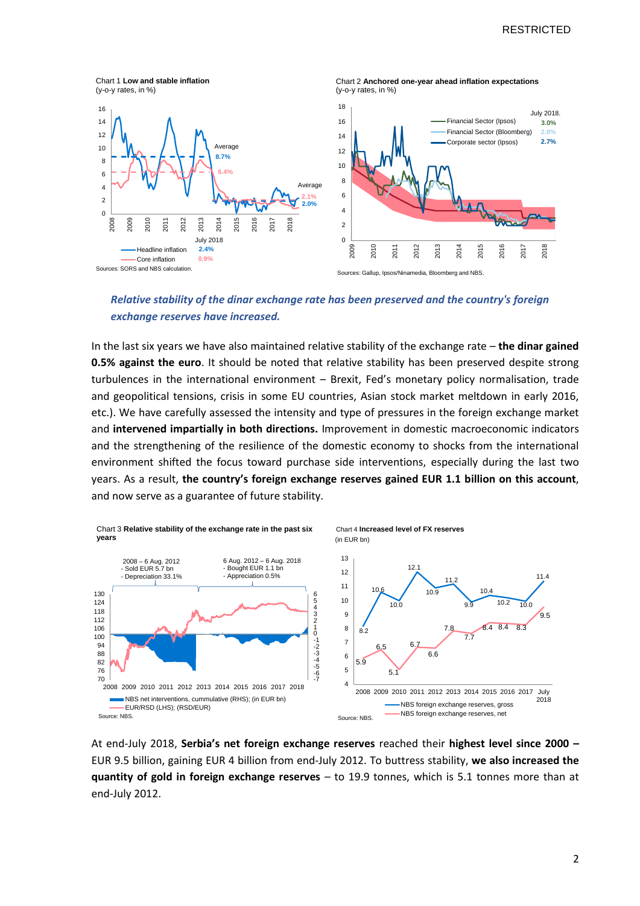Chart 1 **Low and stable inflation**
(y-o-y rates, in %)

Sources: SORS and NBS calculation.

Chart 2 **Anchored one-year ahead inflation expectations**
(y-o-y rates, in %)

Sources: Gallup, Ipsos/Ninamedia, Bloomberg and NBS.

***Relative stability of the dinar exchange rate has been preserved and the country's foreign exchange reserves have increased.***

In the last six years we have also maintained relative stability of the exchange rate – **the dinar gained 0.5% against the euro**. It should be noted that relative stability has been preserved despite strong turbulences in the international environment – Brexit, Fed's monetary policy normalisation, trade and geopolitical tensions, crisis in some EU countries, Asian stock market meltdown in early 2016, etc.). We have carefully assessed the intensity and type of pressures in the foreign exchange market and **intervened impartially in both directions.** Improvement in domestic macroeconomic indicators and the strengthening of the resilience of the domestic economy to shocks from the international environment shifted the focus toward purchase side interventions, especially during the last two years. As a result, **the country's foreign exchange reserves gained EUR 1.1 billion on this account**, and now serve as a guarantee of future stability.

Chart 3 **Relative stability of the exchange rate in the past six years**

Source: NBS.

Chart 4 **Increased level of FX reserves**
(in EUR bn)

Source: NBS.

At end-July 2018, **Serbia's net foreign exchange reserves** reached their **highest level since 2000 –** EUR 9.5 billion, gaining EUR 4 billion from end-July 2012. To buttress stability, **we also increased the quantity of gold in foreign exchange reserves** – to 19.9 tonnes, which is 5.1 tonnes more than at end-July 2012.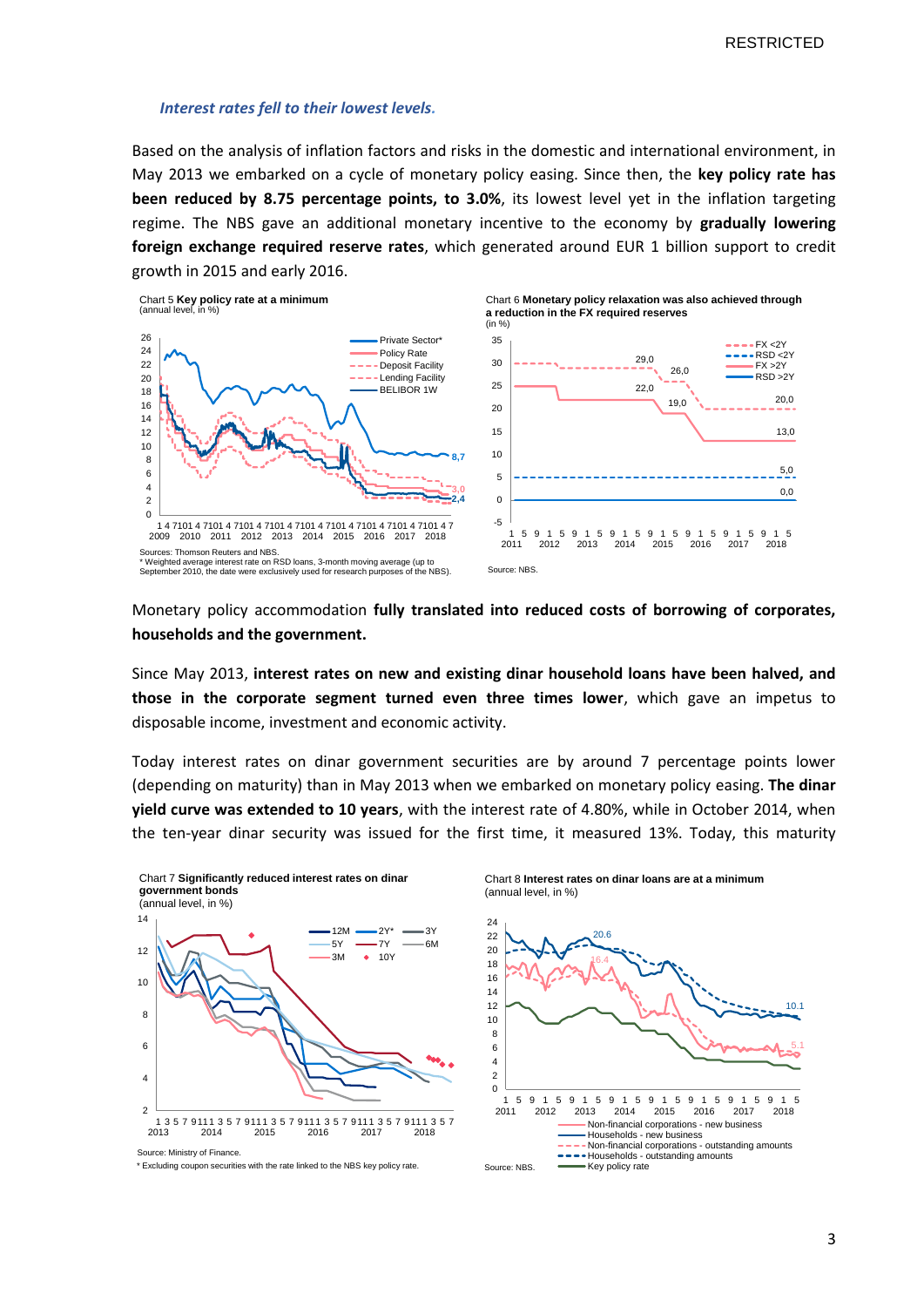### *Interest rates fell to their lowest levels.*

Based on the analysis of inflation factors and risks in the domestic and international environment, in May 2013 we embarked on a cycle of monetary policy easing. Since then, the **key policy rate has been reduced by 8.75 percentage points, to 3.0%**, its lowest level yet in the inflation targeting regime. The NBS gave an additional monetary incentive to the economy by **gradually lowering foreign exchange required reserve rates**, which generated around EUR 1 billion support to credit growth in 2015 and early 2016.

Chart 5 **Key policy rate at a minimum**
(annual level, in %)

Sources: Thomson Reuters and NBS.
\* Weighted average interest rate on RSD loans, 3-month moving average (up to September 2010, the date were exclusively used for research purposes of the NBS).

Chart 6 **Monetary policy relaxation was also achieved through a reduction in the FX required reserves**
(in %)

Source: NBS.

Monetary policy accommodation **fully translated into reduced costs of borrowing of corporates, households and the government.**

Since May 2013, **interest rates on new and existing dinar household loans have been halved, and those in the corporate segment turned even three times lower**, which gave an impetus to disposable income, investment and economic activity.

Today interest rates on dinar government securities are by around 7 percentage points lower (depending on maturity) than in May 2013 when we embarked on monetary policy easing. **The dinar yield curve was extended to 10 years**, with the interest rate of 4.80%, while in October 2014, when the ten-year dinar security was issued for the first time, it measured 13%. Today, this maturity

Chart 7 **Significantly reduced interest rates on dinar government bonds**
(annual level, in %)

Source: Ministry of Finance.
\* Excluding coupon securities with the rate linked to the NBS key policy rate.

Chart 8 **Interest rates on dinar loans are at a minimum**
(annual level, in %)

Source: NBS.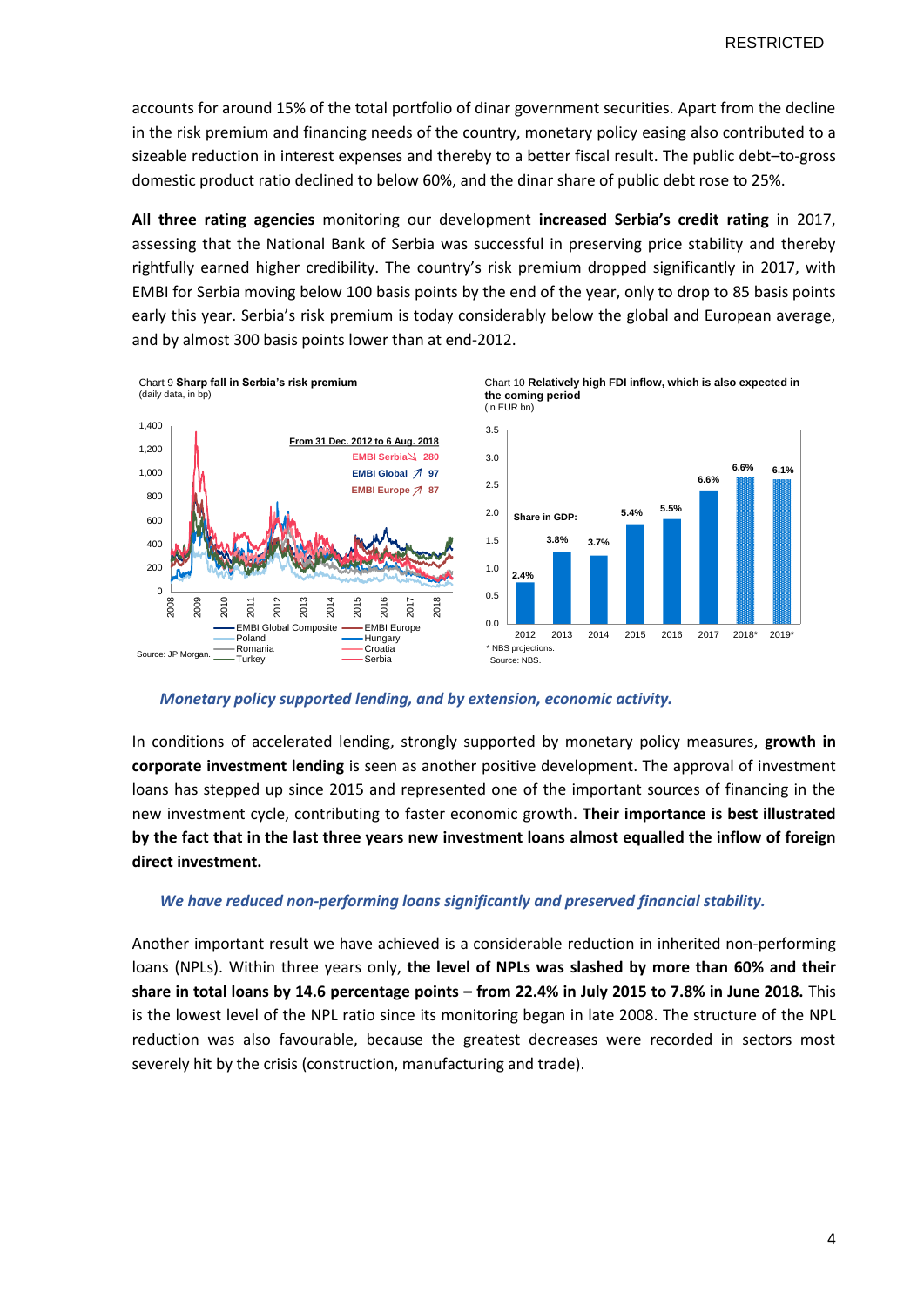accounts for around 15% of the total portfolio of dinar government securities. Apart from the decline in the risk premium and financing needs of the country, monetary policy easing also contributed to a sizeable reduction in interest expenses and thereby to a better fiscal result. The public debt–to-gross domestic product ratio declined to below 60%, and the dinar share of public debt rose to 25%.

**All three rating agencies** monitoring our development **increased Serbia's credit rating** in 2017, assessing that the National Bank of Serbia was successful in preserving price stability and thereby rightfully earned higher credibility. The country's risk premium dropped significantly in 2017, with EMBI for Serbia moving below 100 basis points by the end of the year, only to drop to 85 basis points early this year. Serbia's risk premium is today considerably below the global and European average, and by almost 300 basis points lower than at end-2012.

Chart 9 **Sharp fall in Serbia's risk premium**
(daily data, in bp)

From 31 Dec. 2012 to 6 Aug. 2018: EMBI Serbia ↘ 280; EMBI Global ↗ 97; EMBI Europe ↗ 87

Legend: EMBI Global Composite, Poland, Romania, Turkey, EMBI Europe, Hungary, Croatia, Serbia

Source: JP Morgan.

Chart 10 **Relatively high FDI inflow, which is also expected in the coming period**
(in EUR bn)

| Year | 2012 | 2013 | 2014 | 2015 | 2016 | 2017 | 2018* | 2019* |
|---|---|---|---|---|---|---|---|---|
| Share in GDP: | 2.4% | 3.8% | 3.7% | 5.4% | 5.5% | 6.6% | 6.6% | 6.1% |

\* NBS projections.
Source: NBS.

*Monetary policy supported lending, and by extension, economic activity.*

In conditions of accelerated lending, strongly supported by monetary policy measures, **growth in corporate investment lending** is seen as another positive development. The approval of investment loans has stepped up since 2015 and represented one of the important sources of financing in the new investment cycle, contributing to faster economic growth. **Their importance is best illustrated by the fact that in the last three years new investment loans almost equalled the inflow of foreign direct investment.**

*We have reduced non-performing loans significantly and preserved financial stability.*

Another important result we have achieved is a considerable reduction in inherited non-performing loans (NPLs). Within three years only, **the level of NPLs was slashed by more than 60% and their share in total loans by 14.6 percentage points – from 22.4% in July 2015 to 7.8% in June 2018.** This is the lowest level of the NPL ratio since its monitoring began in late 2008. The structure of the NPL reduction was also favourable, because the greatest decreases were recorded in sectors most severely hit by the crisis (construction, manufacturing and trade).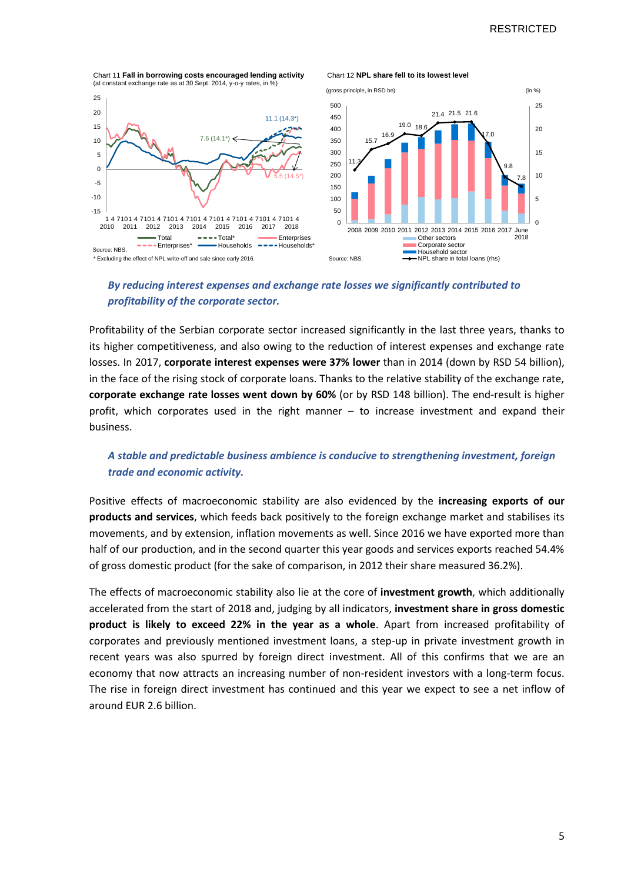Chart 11 **Fall in borrowing costs encouraged lending activity**
(at constant exchange rate as at 30 Sept. 2014, y-o-y rates, in %)

Source: NBS.
* Excluding the effect of NPL write-off and sale since early 2016.

Chart 12 **NPL share fell to its lowest level**
(gross principle, in RSD bn) (in %)

Source: NBS.

***By reducing interest expenses and exchange rate losses we significantly contributed to profitability of the corporate sector.***

Profitability of the Serbian corporate sector increased significantly in the last three years, thanks to its higher competitiveness, and also owing to the reduction of interest expenses and exchange rate losses. In 2017, **corporate interest expenses were 37% lower** than in 2014 (down by RSD 54 billion), in the face of the rising stock of corporate loans. Thanks to the relative stability of the exchange rate, **corporate exchange rate losses went down by 60%** (or by RSD 148 billion). The end-result is higher profit, which corporates used in the right manner – to increase investment and expand their business.

***A stable and predictable business ambience is conducive to strengthening investment, foreign trade and economic activity.***

Positive effects of macroeconomic stability are also evidenced by the **increasing exports of our products and services**, which feeds back positively to the foreign exchange market and stabilises its movements, and by extension, inflation movements as well. Since 2016 we have exported more than half of our production, and in the second quarter this year goods and services exports reached 54.4% of gross domestic product (for the sake of comparison, in 2012 their share measured 36.2%).

The effects of macroeconomic stability also lie at the core of **investment growth**, which additionally accelerated from the start of 2018 and, judging by all indicators, **investment share in gross domestic product is likely to exceed 22% in the year as a whole**. Apart from increased profitability of corporates and previously mentioned investment loans, a step-up in private investment growth in recent years was also spurred by foreign direct investment. All of this confirms that we are an economy that now attracts an increasing number of non-resident investors with a long-term focus. The rise in foreign direct investment has continued and this year we expect to see a net inflow of around EUR 2.6 billion.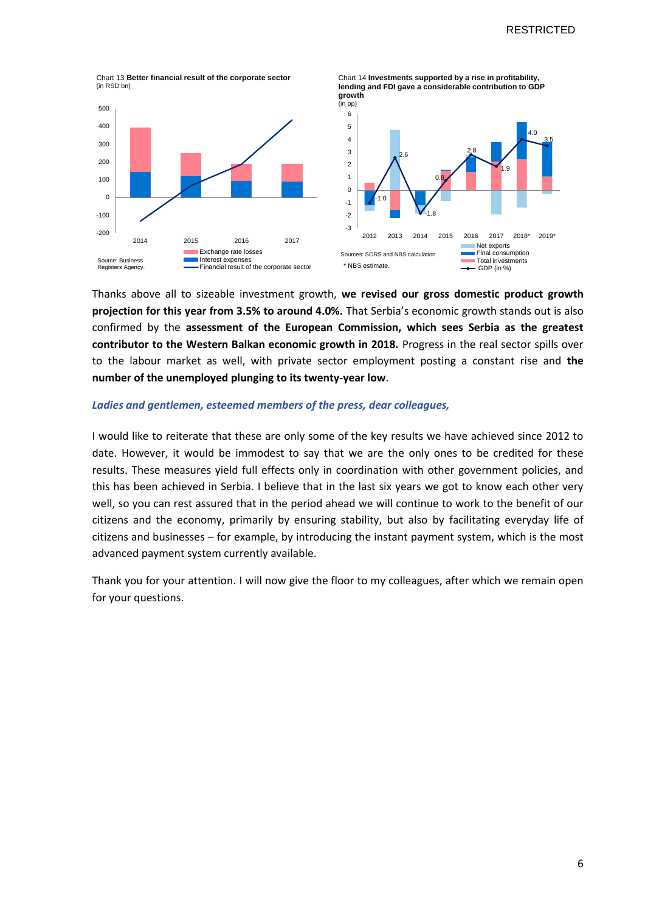Chart 13 **Better financial result of the corporate sector**
(in RSD bn)

500
400
300
200
100
0
-100
-200

2014
2015
2016
2017

Exchange rate losses
Interest expenses
Financial result of the corporate sector

Source: Business Registers Agency.

Chart 14 **Investments supported by a rise in profitability, lending and FDI gave a considerable contribution to GDP growth**
(in pp)

6
5
4
3
2
1
0
-1
-2
-3

-1.0
2.6
-1.8
0.8
2.8
1.9
4.0
3.5

2012
2013
2014
2015
2016
2017
2018*
2019*

Net exports
Final consumption
Total investments
GDP (in %)

Sources: SORS and NBS calculation.

\* NBS estimate.

Thanks above all to sizeable investment growth, **we revised our gross domestic product growth projection for this year from 3.5% to around 4.0%.** That Serbia's economic growth stands out is also confirmed by the **assessment of the European Commission, which sees Serbia as the greatest contributor to the Western Balkan economic growth in 2018.** Progress in the real sector spills over to the labour market as well, with private sector employment posting a constant rise and **the number of the unemployed plunging to its twenty-year low**.

***Ladies and gentlemen, esteemed members of the press, dear colleagues,***

I would like to reiterate that these are only some of the key results we have achieved since 2012 to date. However, it would be immodest to say that we are the only ones to be credited for these results. These measures yield full effects only in coordination with other government policies, and this has been achieved in Serbia. I believe that in the last six years we got to know each other very well, so you can rest assured that in the period ahead we will continue to work to the benefit of our citizens and the economy, primarily by ensuring stability, but also by facilitating everyday life of citizens and businesses – for example, by introducing the instant payment system, which is the most advanced payment system currently available.

Thank you for your attention. I will now give the floor to my colleagues, after which we remain open for your questions.